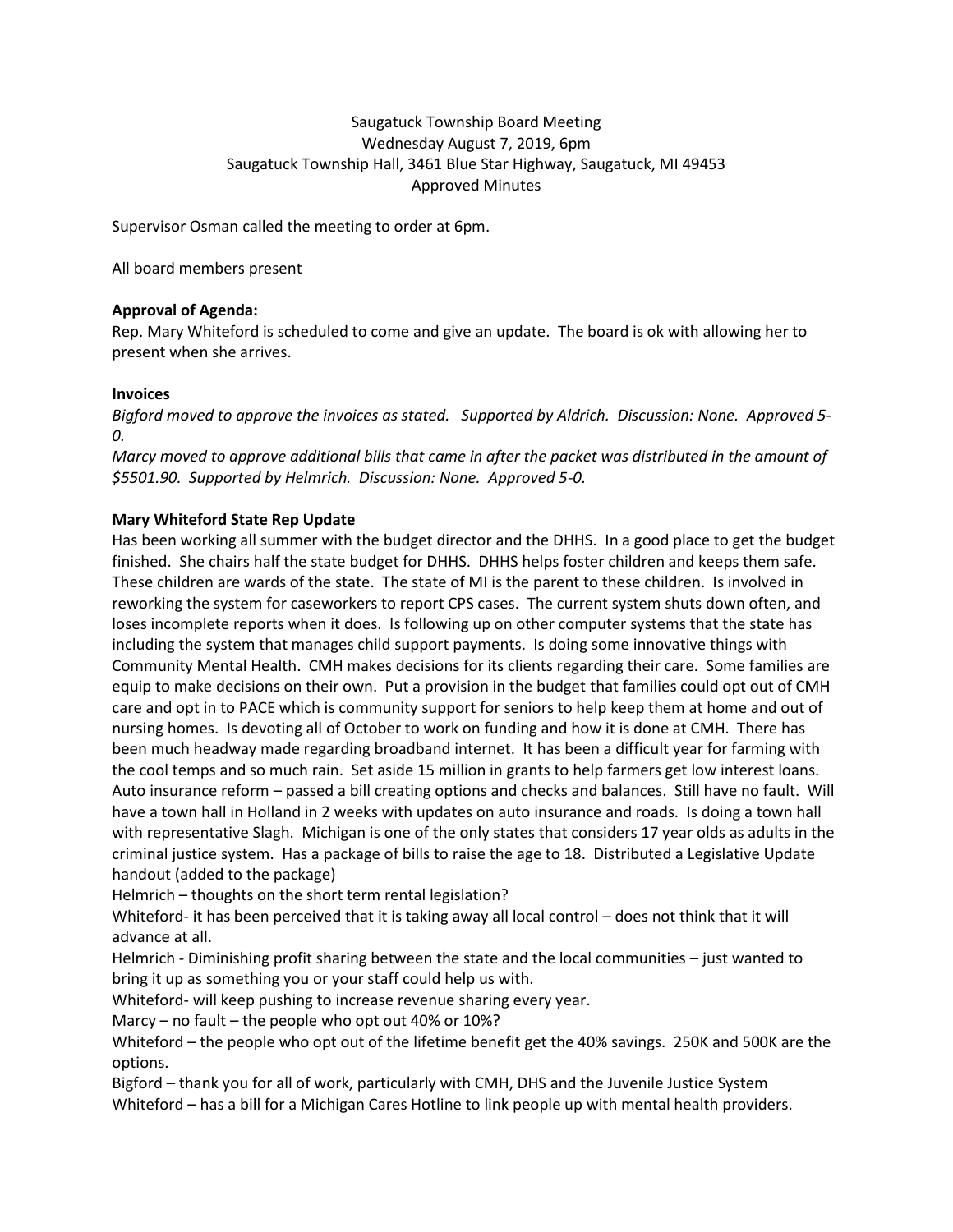Saugatuck Township Board Meeting
Wednesday August 7, 2019, 6pm
Saugatuck Township Hall, 3461 Blue Star Highway, Saugatuck, MI 49453
Approved Minutes

Supervisor Osman called the meeting to order at 6pm.

All board members present

**Approval of Agenda:**
Rep. Mary Whiteford is scheduled to come and give an update. The board is ok with allowing her to present when she arrives.

**Invoices**
*Bigford moved to approve the invoices as stated. Supported by Aldrich. Discussion: None. Approved 5-0.*
*Marcy moved to approve additional bills that came in after the packet was distributed in the amount of $5501.90. Supported by Helmrich. Discussion: None. Approved 5-0.*

**Mary Whiteford State Rep Update**
Has been working all summer with the budget director and the DHHS. In a good place to get the budget finished. She chairs half the state budget for DHHS. DHHS helps foster children and keeps them safe. These children are wards of the state. The state of MI is the parent to these children. Is involved in reworking the system for caseworkers to report CPS cases. The current system shuts down often, and loses incomplete reports when it does. Is following up on other computer systems that the state has including the system that manages child support payments. Is doing some innovative things with Community Mental Health. CMH makes decisions for its clients regarding their care. Some families are equip to make decisions on their own. Put a provision in the budget that families could opt out of CMH care and opt in to PACE which is community support for seniors to help keep them at home and out of nursing homes. Is devoting all of October to work on funding and how it is done at CMH. There has been much headway made regarding broadband internet. It has been a difficult year for farming with the cool temps and so much rain. Set aside 15 million in grants to help farmers get low interest loans. Auto insurance reform – passed a bill creating options and checks and balances. Still have no fault. Will have a town hall in Holland in 2 weeks with updates on auto insurance and roads. Is doing a town hall with representative Slagh. Michigan is one of the only states that considers 17 year olds as adults in the criminal justice system. Has a package of bills to raise the age to 18. Distributed a Legislative Update handout (added to the package)
Helmrich – thoughts on the short term rental legislation?
Whiteford- it has been perceived that it is taking away all local control – does not think that it will advance at all.
Helmrich - Diminishing profit sharing between the state and the local communities – just wanted to bring it up as something you or your staff could help us with.
Whiteford- will keep pushing to increase revenue sharing every year.
Marcy – no fault – the people who opt out 40% or 10%?
Whiteford – the people who opt out of the lifetime benefit get the 40% savings. 250K and 500K are the options.
Bigford – thank you for all of work, particularly with CMH, DHS and the Juvenile Justice System
Whiteford – has a bill for a Michigan Cares Hotline to link people up with mental health providers.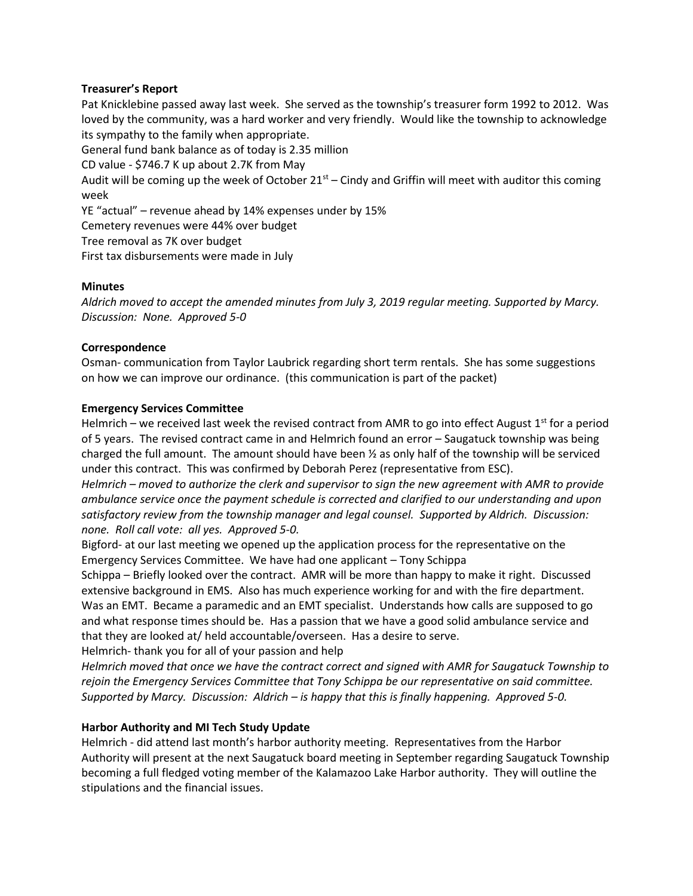**Treasurer's Report**

Pat Knicklebine passed away last week. She served as the township's treasurer form 1992 to 2012. Was loved by the community, was a hard worker and very friendly. Would like the township to acknowledge its sympathy to the family when appropriate.

General fund bank balance as of today is 2.35 million

CD value - $746.7 K up about 2.7K from May

Audit will be coming up the week of October 21st – Cindy and Griffin will meet with auditor this coming week

YE "actual" – revenue ahead by 14% expenses under by 15%

Cemetery revenues were 44% over budget

Tree removal as 7K over budget

First tax disbursements were made in July

**Minutes**

*Aldrich moved to accept the amended minutes from July 3, 2019 regular meeting. Supported by Marcy. Discussion: None. Approved 5-0*

**Correspondence**

Osman- communication from Taylor Laubrick regarding short term rentals. She has some suggestions on how we can improve our ordinance. (this communication is part of the packet)

**Emergency Services Committee**

Helmrich – we received last week the revised contract from AMR to go into effect August 1st for a period of 5 years. The revised contract came in and Helmrich found an error – Saugatuck township was being charged the full amount. The amount should have been ½ as only half of the township will be serviced under this contract. This was confirmed by Deborah Perez (representative from ESC).

*Helmrich – moved to authorize the clerk and supervisor to sign the new agreement with AMR to provide ambulance service once the payment schedule is corrected and clarified to our understanding and upon satisfactory review from the township manager and legal counsel. Supported by Aldrich. Discussion: none. Roll call vote: all yes. Approved 5-0.*

Bigford- at our last meeting we opened up the application process for the representative on the Emergency Services Committee. We have had one applicant – Tony Schippa

Schippa – Briefly looked over the contract. AMR will be more than happy to make it right. Discussed extensive background in EMS. Also has much experience working for and with the fire department. Was an EMT. Became a paramedic and an EMT specialist. Understands how calls are supposed to go and what response times should be. Has a passion that we have a good solid ambulance service and that they are looked at/ held accountable/overseen. Has a desire to serve.

Helmrich- thank you for all of your passion and help

*Helmrich moved that once we have the contract correct and signed with AMR for Saugatuck Township to rejoin the Emergency Services Committee that Tony Schippa be our representative on said committee. Supported by Marcy. Discussion: Aldrich – is happy that this is finally happening. Approved 5-0.*

**Harbor Authority and MI Tech Study Update**

Helmrich - did attend last month's harbor authority meeting. Representatives from the Harbor Authority will present at the next Saugatuck board meeting in September regarding Saugatuck Township becoming a full fledged voting member of the Kalamazoo Lake Harbor authority. They will outline the stipulations and the financial issues.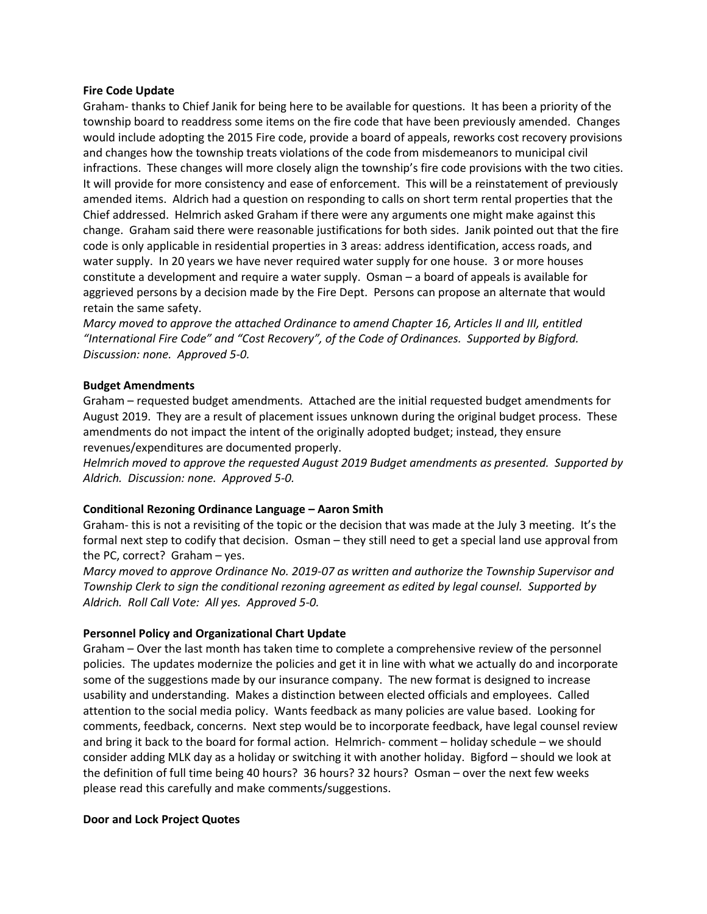**Fire Code Update**

Graham- thanks to Chief Janik for being here to be available for questions. It has been a priority of the township board to readdress some items on the fire code that have been previously amended. Changes would include adopting the 2015 Fire code, provide a board of appeals, reworks cost recovery provisions and changes how the township treats violations of the code from misdemeanors to municipal civil infractions. These changes will more closely align the township's fire code provisions with the two cities. It will provide for more consistency and ease of enforcement. This will be a reinstatement of previously amended items. Aldrich had a question on responding to calls on short term rental properties that the Chief addressed. Helmrich asked Graham if there were any arguments one might make against this change. Graham said there were reasonable justifications for both sides. Janik pointed out that the fire code is only applicable in residential properties in 3 areas: address identification, access roads, and water supply. In 20 years we have never required water supply for one house. 3 or more houses constitute a development and require a water supply. Osman – a board of appeals is available for aggrieved persons by a decision made by the Fire Dept. Persons can propose an alternate that would retain the same safety.

*Marcy moved to approve the attached Ordinance to amend Chapter 16, Articles II and III, entitled "International Fire Code" and "Cost Recovery", of the Code of Ordinances. Supported by Bigford. Discussion: none. Approved 5-0.*

**Budget Amendments**

Graham – requested budget amendments. Attached are the initial requested budget amendments for August 2019. They are a result of placement issues unknown during the original budget process. These amendments do not impact the intent of the originally adopted budget; instead, they ensure revenues/expenditures are documented properly.

*Helmrich moved to approve the requested August 2019 Budget amendments as presented. Supported by Aldrich. Discussion: none. Approved 5-0.*

**Conditional Rezoning Ordinance Language – Aaron Smith**

Graham- this is not a revisiting of the topic or the decision that was made at the July 3 meeting. It's the formal next step to codify that decision. Osman – they still need to get a special land use approval from the PC, correct? Graham – yes.

*Marcy moved to approve Ordinance No. 2019-07 as written and authorize the Township Supervisor and Township Clerk to sign the conditional rezoning agreement as edited by legal counsel. Supported by Aldrich. Roll Call Vote: All yes. Approved 5-0.*

**Personnel Policy and Organizational Chart Update**

Graham – Over the last month has taken time to complete a comprehensive review of the personnel policies. The updates modernize the policies and get it in line with what we actually do and incorporate some of the suggestions made by our insurance company. The new format is designed to increase usability and understanding. Makes a distinction between elected officials and employees. Called attention to the social media policy. Wants feedback as many policies are value based. Looking for comments, feedback, concerns. Next step would be to incorporate feedback, have legal counsel review and bring it back to the board for formal action. Helmrich- comment – holiday schedule – we should consider adding MLK day as a holiday or switching it with another holiday. Bigford – should we look at the definition of full time being 40 hours? 36 hours? 32 hours? Osman – over the next few weeks please read this carefully and make comments/suggestions.

**Door and Lock Project Quotes**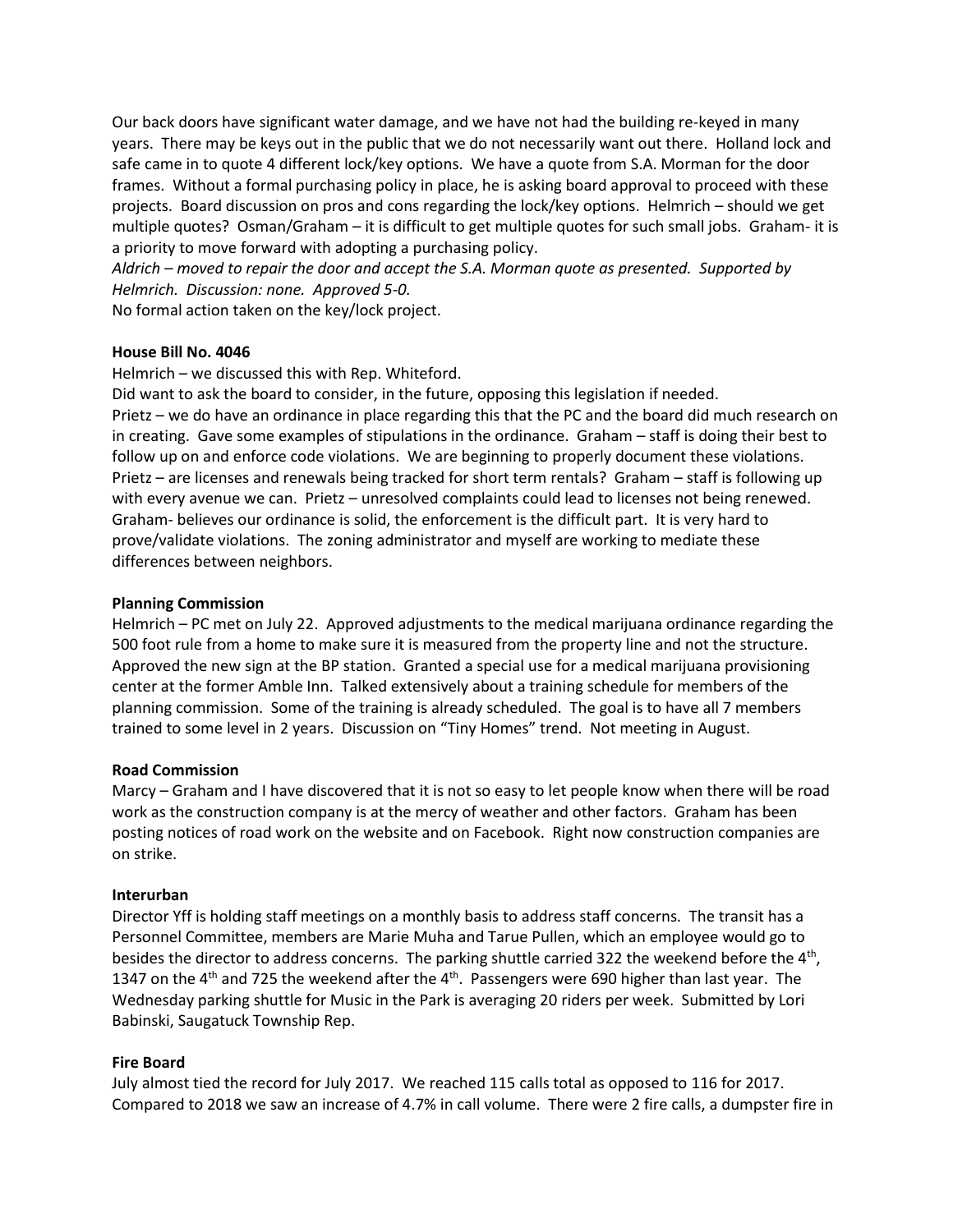Our back doors have significant water damage, and we have not had the building re-keyed in many years. There may be keys out in the public that we do not necessarily want out there. Holland lock and safe came in to quote 4 different lock/key options. We have a quote from S.A. Morman for the door frames. Without a formal purchasing policy in place, he is asking board approval to proceed with these projects. Board discussion on pros and cons regarding the lock/key options. Helmrich – should we get multiple quotes? Osman/Graham – it is difficult to get multiple quotes for such small jobs. Graham- it is a priority to move forward with adopting a purchasing policy.

*Aldrich – moved to repair the door and accept the S.A. Morman quote as presented. Supported by Helmrich. Discussion: none. Approved 5-0.*

No formal action taken on the key/lock project.

**House Bill No. 4046**

Helmrich – we discussed this with Rep. Whiteford.

Did want to ask the board to consider, in the future, opposing this legislation if needed.

Prietz – we do have an ordinance in place regarding this that the PC and the board did much research on in creating. Gave some examples of stipulations in the ordinance. Graham – staff is doing their best to follow up on and enforce code violations. We are beginning to properly document these violations. Prietz – are licenses and renewals being tracked for short term rentals? Graham – staff is following up with every avenue we can. Prietz – unresolved complaints could lead to licenses not being renewed. Graham- believes our ordinance is solid, the enforcement is the difficult part. It is very hard to prove/validate violations. The zoning administrator and myself are working to mediate these differences between neighbors.

**Planning Commission**

Helmrich – PC met on July 22. Approved adjustments to the medical marijuana ordinance regarding the 500 foot rule from a home to make sure it is measured from the property line and not the structure. Approved the new sign at the BP station. Granted a special use for a medical marijuana provisioning center at the former Amble Inn. Talked extensively about a training schedule for members of the planning commission. Some of the training is already scheduled. The goal is to have all 7 members trained to some level in 2 years. Discussion on "Tiny Homes" trend. Not meeting in August.

**Road Commission**

Marcy – Graham and I have discovered that it is not so easy to let people know when there will be road work as the construction company is at the mercy of weather and other factors. Graham has been posting notices of road work on the website and on Facebook. Right now construction companies are on strike.

**Interurban**

Director Yff is holding staff meetings on a monthly basis to address staff concerns. The transit has a Personnel Committee, members are Marie Muha and Tarue Pullen, which an employee would go to besides the director to address concerns. The parking shuttle carried 322 the weekend before the 4th, 1347 on the 4th and 725 the weekend after the 4th. Passengers were 690 higher than last year. The Wednesday parking shuttle for Music in the Park is averaging 20 riders per week. Submitted by Lori Babinski, Saugatuck Township Rep.

**Fire Board**

July almost tied the record for July 2017. We reached 115 calls total as opposed to 116 for 2017. Compared to 2018 we saw an increase of 4.7% in call volume. There were 2 fire calls, a dumpster fire in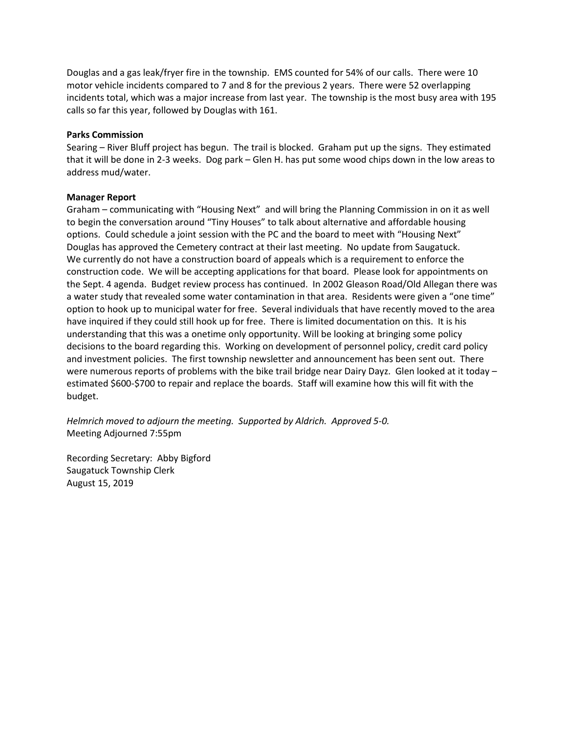Douglas and a gas leak/fryer fire in the township. EMS counted for 54% of our calls. There were 10 motor vehicle incidents compared to 7 and 8 for the previous 2 years. There were 52 overlapping incidents total, which was a major increase from last year. The township is the most busy area with 195 calls so far this year, followed by Douglas with 161.

**Parks Commission**

Searing – River Bluff project has begun. The trail is blocked. Graham put up the signs. They estimated that it will be done in 2-3 weeks. Dog park – Glen H. has put some wood chips down in the low areas to address mud/water.

**Manager Report**

Graham – communicating with "Housing Next" and will bring the Planning Commission in on it as well to begin the conversation around "Tiny Houses" to talk about alternative and affordable housing options. Could schedule a joint session with the PC and the board to meet with "Housing Next" Douglas has approved the Cemetery contract at their last meeting. No update from Saugatuck. We currently do not have a construction board of appeals which is a requirement to enforce the construction code. We will be accepting applications for that board. Please look for appointments on the Sept. 4 agenda. Budget review process has continued. In 2002 Gleason Road/Old Allegan there was a water study that revealed some water contamination in that area. Residents were given a "one time" option to hook up to municipal water for free. Several individuals that have recently moved to the area have inquired if they could still hook up for free. There is limited documentation on this. It is his understanding that this was a onetime only opportunity. Will be looking at bringing some policy decisions to the board regarding this. Working on development of personnel policy, credit card policy and investment policies. The first township newsletter and announcement has been sent out. There were numerous reports of problems with the bike trail bridge near Dairy Dayz. Glen looked at it today – estimated $600-$700 to repair and replace the boards. Staff will examine how this will fit with the budget.

*Helmrich moved to adjourn the meeting. Supported by Aldrich. Approved 5-0.*
Meeting Adjourned 7:55pm

Recording Secretary: Abby Bigford
Saugatuck Township Clerk
August 15, 2019